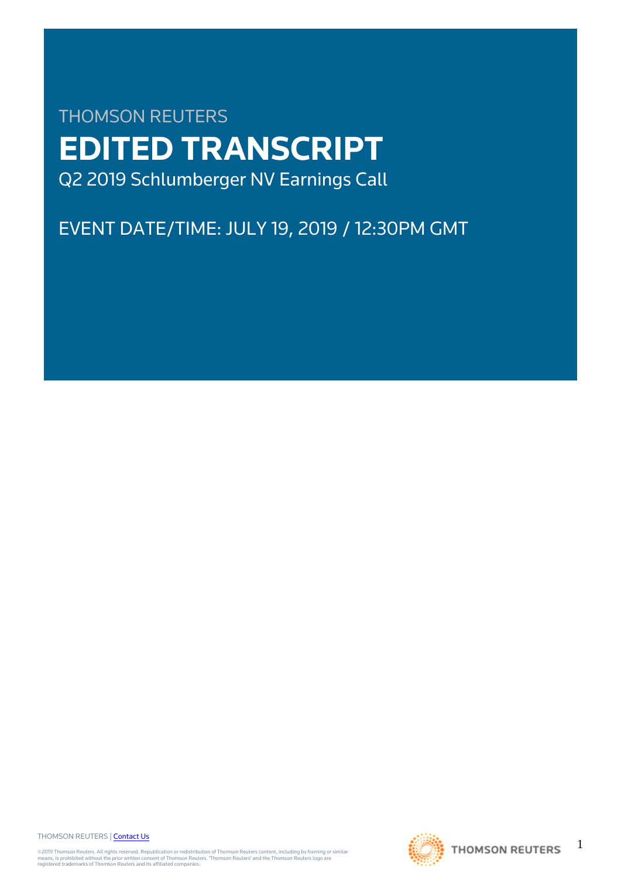THOMSON REUTERS

# EDITED TRANSCRIPT

Q2 2019 Schlumberger NV Earnings Call

EVENT DATE/TIME: JULY 19, 2019 / 12:30PM GMT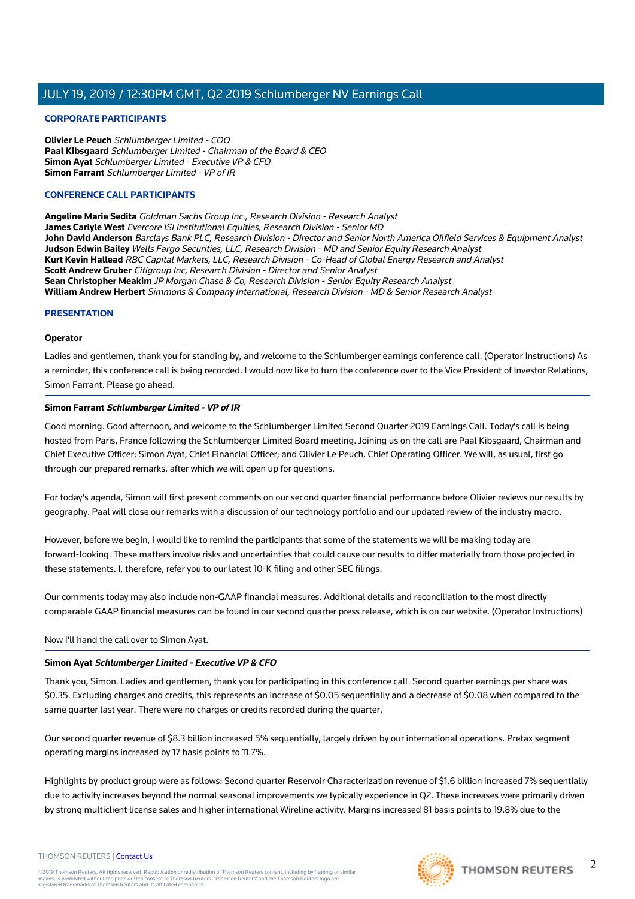## CORPORATE PARTICIPANTS

**Olivier Le Peuch** *Schlumberger Limited - COO*
**Paal Kibsgaard** *Schlumberger Limited - Chairman of the Board & CEO*
**Simon Ayat** *Schlumberger Limited - Executive VP & CFO*
**Simon Farrant** *Schlumberger Limited - VP of IR*

## CONFERENCE CALL PARTICIPANTS

**Angeline Marie Sedita** *Goldman Sachs Group Inc., Research Division - Research Analyst*
**James Carlyle West** *Evercore ISI Institutional Equities, Research Division - Senior MD*
**John David Anderson** *Barclays Bank PLC, Research Division - Director and Senior North America Oilfield Services & Equipment Analyst*
**Judson Edwin Bailey** *Wells Fargo Securities, LLC, Research Division - MD and Senior Equity Research Analyst*
**Kurt Kevin Hallead** *RBC Capital Markets, LLC, Research Division - Co-Head of Global Energy Research and Analyst*
**Scott Andrew Gruber** *Citigroup Inc, Research Division - Director and Senior Analyst*
**Sean Christopher Meakim** *JP Morgan Chase & Co, Research Division - Senior Equity Research Analyst*
**William Andrew Herbert** *Simmons & Company International, Research Division - MD & Senior Research Analyst*

## PRESENTATION

### Operator

Ladies and gentlemen, thank you for standing by, and welcome to the Schlumberger earnings conference call. (Operator Instructions) As a reminder, this conference call is being recorded. I would now like to turn the conference over to the Vice President of Investor Relations, Simon Farrant. Please go ahead.

### Simon Farrant *Schlumberger Limited - VP of IR*

Good morning. Good afternoon, and welcome to the Schlumberger Limited Second Quarter 2019 Earnings Call. Today's call is being hosted from Paris, France following the Schlumberger Limited Board meeting. Joining us on the call are Paal Kibsgaard, Chairman and Chief Executive Officer; Simon Ayat, Chief Financial Officer; and Olivier Le Peuch, Chief Operating Officer. We will, as usual, first go through our prepared remarks, after which we will open up for questions.

For today's agenda, Simon will first present comments on our second quarter financial performance before Olivier reviews our results by geography. Paal will close our remarks with a discussion of our technology portfolio and our updated review of the industry macro.

However, before we begin, I would like to remind the participants that some of the statements we will be making today are forward-looking. These matters involve risks and uncertainties that could cause our results to differ materially from those projected in these statements. I, therefore, refer you to our latest 10-K filing and other SEC filings.

Our comments today may also include non-GAAP financial measures. Additional details and reconciliation to the most directly comparable GAAP financial measures can be found in our second quarter press release, which is on our website. (Operator Instructions)

Now I'll hand the call over to Simon Ayat.

### Simon Ayat *Schlumberger Limited - Executive VP & CFO*

Thank you, Simon. Ladies and gentlemen, thank you for participating in this conference call. Second quarter earnings per share was $0.35. Excluding charges and credits, this represents an increase of $0.05 sequentially and a decrease of $0.08 when compared to the same quarter last year. There were no charges or credits recorded during the quarter.

Our second quarter revenue of $8.3 billion increased 5% sequentially, largely driven by our international operations. Pretax segment operating margins increased by 17 basis points to 11.7%.

Highlights by product group were as follows: Second quarter Reservoir Characterization revenue of $1.6 billion increased 7% sequentially due to activity increases beyond the normal seasonal improvements we typically experience in Q2. These increases were primarily driven by strong multiclient license sales and higher international Wireline activity. Margins increased 81 basis points to 19.8% due to the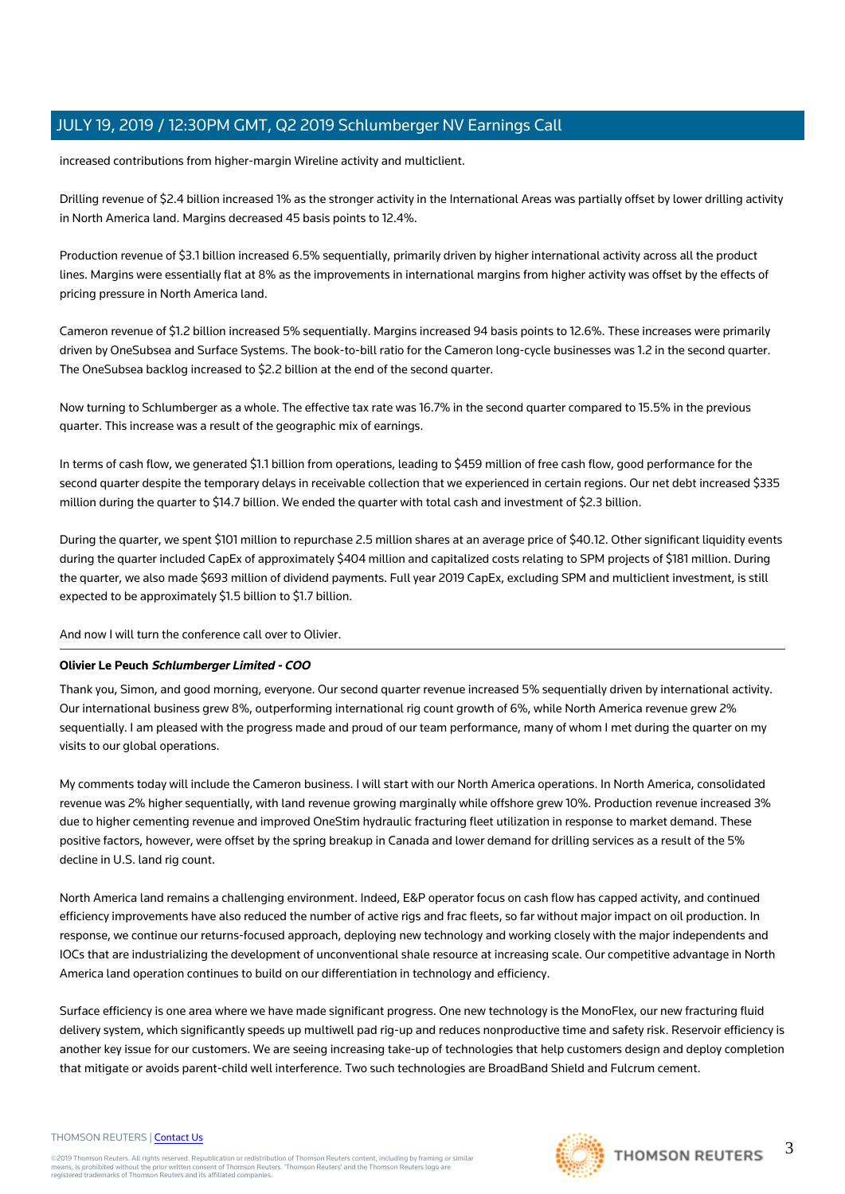increased contributions from higher-margin Wireline activity and multiclient.

Drilling revenue of $2.4 billion increased 1% as the stronger activity in the International Areas was partially offset by lower drilling activity in North America land. Margins decreased 45 basis points to 12.4%.

Production revenue of $3.1 billion increased 6.5% sequentially, primarily driven by higher international activity across all the product lines. Margins were essentially flat at 8% as the improvements in international margins from higher activity was offset by the effects of pricing pressure in North America land.

Cameron revenue of $1.2 billion increased 5% sequentially. Margins increased 94 basis points to 12.6%. These increases were primarily driven by OneSubsea and Surface Systems. The book-to-bill ratio for the Cameron long-cycle businesses was 1.2 in the second quarter. The OneSubsea backlog increased to $2.2 billion at the end of the second quarter.

Now turning to Schlumberger as a whole. The effective tax rate was 16.7% in the second quarter compared to 15.5% in the previous quarter. This increase was a result of the geographic mix of earnings.

In terms of cash flow, we generated $1.1 billion from operations, leading to $459 million of free cash flow, good performance for the second quarter despite the temporary delays in receivable collection that we experienced in certain regions. Our net debt increased $335 million during the quarter to $14.7 billion. We ended the quarter with total cash and investment of $2.3 billion.

During the quarter, we spent $101 million to repurchase 2.5 million shares at an average price of $40.12. Other significant liquidity events during the quarter included CapEx of approximately $404 million and capitalized costs relating to SPM projects of $181 million. During the quarter, we also made $693 million of dividend payments. Full year 2019 CapEx, excluding SPM and multiclient investment, is still expected to be approximately $1.5 billion to $1.7 billion.

And now I will turn the conference call over to Olivier.

---

**Olivier Le Peuch** ***Schlumberger Limited - COO***

Thank you, Simon, and good morning, everyone. Our second quarter revenue increased 5% sequentially driven by international activity. Our international business grew 8%, outperforming international rig count growth of 6%, while North America revenue grew 2% sequentially. I am pleased with the progress made and proud of our team performance, many of whom I met during the quarter on my visits to our global operations.

My comments today will include the Cameron business. I will start with our North America operations. In North America, consolidated revenue was 2% higher sequentially, with land revenue growing marginally while offshore grew 10%. Production revenue increased 3% due to higher cementing revenue and improved OneStim hydraulic fracturing fleet utilization in response to market demand. These positive factors, however, were offset by the spring breakup in Canada and lower demand for drilling services as a result of the 5% decline in U.S. land rig count.

North America land remains a challenging environment. Indeed, E&P operator focus on cash flow has capped activity, and continued efficiency improvements have also reduced the number of active rigs and frac fleets, so far without major impact on oil production. In response, we continue our returns-focused approach, deploying new technology and working closely with the major independents and IOCs that are industrializing the development of unconventional shale resource at increasing scale. Our competitive advantage in North America land operation continues to build on our differentiation in technology and efficiency.

Surface efficiency is one area where we have made significant progress. One new technology is the MonoFlex, our new fracturing fluid delivery system, which significantly speeds up multiwell pad rig-up and reduces nonproductive time and safety risk. Reservoir efficiency is another key issue for our customers. We are seeing increasing take-up of technologies that help customers design and deploy completion that mitigate or avoids parent-child well interference. Two such technologies are BroadBand Shield and Fulcrum cement.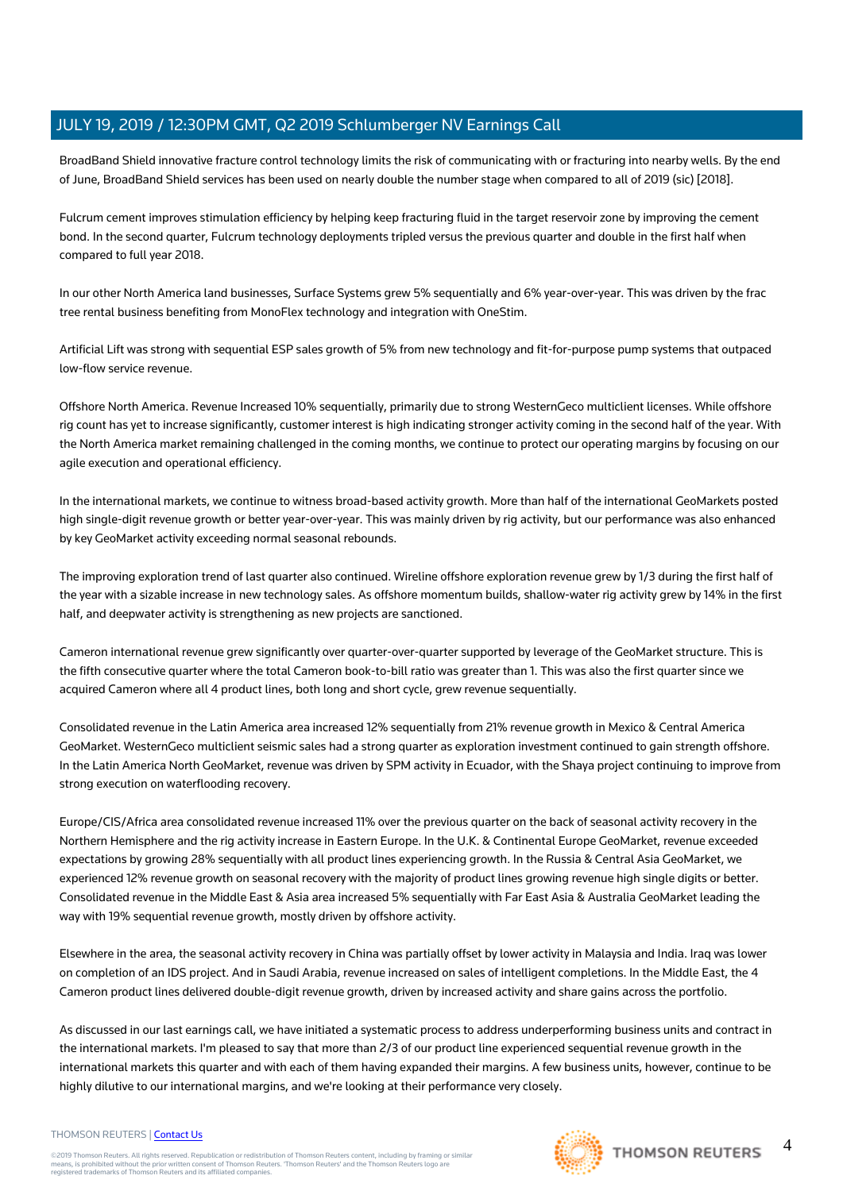BroadBand Shield innovative fracture control technology limits the risk of communicating with or fracturing into nearby wells. By the end of June, BroadBand Shield services has been used on nearly double the number stage when compared to all of 2019 (sic) [2018].

Fulcrum cement improves stimulation efficiency by helping keep fracturing fluid in the target reservoir zone by improving the cement bond. In the second quarter, Fulcrum technology deployments tripled versus the previous quarter and double in the first half when compared to full year 2018.

In our other North America land businesses, Surface Systems grew 5% sequentially and 6% year-over-year. This was driven by the frac tree rental business benefiting from MonoFlex technology and integration with OneStim.

Artificial Lift was strong with sequential ESP sales growth of 5% from new technology and fit-for-purpose pump systems that outpaced low-flow service revenue.

Offshore North America. Revenue Increased 10% sequentially, primarily due to strong WesternGeco multiclient licenses. While offshore rig count has yet to increase significantly, customer interest is high indicating stronger activity coming in the second half of the year. With the North America market remaining challenged in the coming months, we continue to protect our operating margins by focusing on our agile execution and operational efficiency.

In the international markets, we continue to witness broad-based activity growth. More than half of the international GeoMarkets posted high single-digit revenue growth or better year-over-year. This was mainly driven by rig activity, but our performance was also enhanced by key GeoMarket activity exceeding normal seasonal rebounds.

The improving exploration trend of last quarter also continued. Wireline offshore exploration revenue grew by 1/3 during the first half of the year with a sizable increase in new technology sales. As offshore momentum builds, shallow-water rig activity grew by 14% in the first half, and deepwater activity is strengthening as new projects are sanctioned.

Cameron international revenue grew significantly over quarter-over-quarter supported by leverage of the GeoMarket structure. This is the fifth consecutive quarter where the total Cameron book-to-bill ratio was greater than 1. This was also the first quarter since we acquired Cameron where all 4 product lines, both long and short cycle, grew revenue sequentially.

Consolidated revenue in the Latin America area increased 12% sequentially from 21% revenue growth in Mexico & Central America GeoMarket. WesternGeco multiclient seismic sales had a strong quarter as exploration investment continued to gain strength offshore. In the Latin America North GeoMarket, revenue was driven by SPM activity in Ecuador, with the Shaya project continuing to improve from strong execution on waterflooding recovery.

Europe/CIS/Africa area consolidated revenue increased 11% over the previous quarter on the back of seasonal activity recovery in the Northern Hemisphere and the rig activity increase in Eastern Europe. In the U.K. & Continental Europe GeoMarket, revenue exceeded expectations by growing 28% sequentially with all product lines experiencing growth. In the Russia & Central Asia GeoMarket, we experienced 12% revenue growth on seasonal recovery with the majority of product lines growing revenue high single digits or better. Consolidated revenue in the Middle East & Asia area increased 5% sequentially with Far East Asia & Australia GeoMarket leading the way with 19% sequential revenue growth, mostly driven by offshore activity.

Elsewhere in the area, the seasonal activity recovery in China was partially offset by lower activity in Malaysia and India. Iraq was lower on completion of an IDS project. And in Saudi Arabia, revenue increased on sales of intelligent completions. In the Middle East, the 4 Cameron product lines delivered double-digit revenue growth, driven by increased activity and share gains across the portfolio.

As discussed in our last earnings call, we have initiated a systematic process to address underperforming business units and contract in the international markets. I'm pleased to say that more than 2/3 of our product line experienced sequential revenue growth in the international markets this quarter and with each of them having expanded their margins. A few business units, however, continue to be highly dilutive to our international margins, and we're looking at their performance very closely.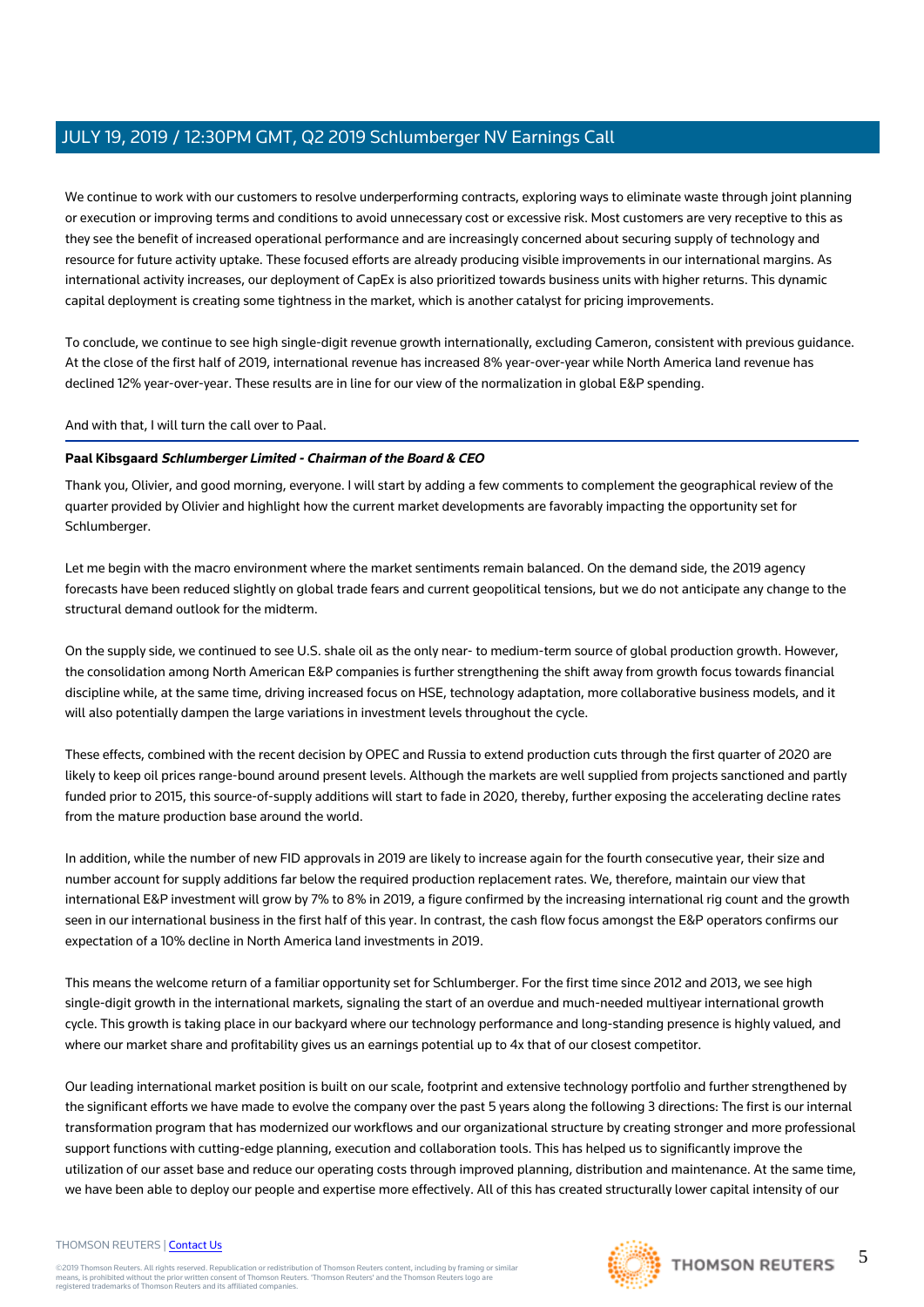We continue to work with our customers to resolve underperforming contracts, exploring ways to eliminate waste through joint planning or execution or improving terms and conditions to avoid unnecessary cost or excessive risk. Most customers are very receptive to this as they see the benefit of increased operational performance and are increasingly concerned about securing supply of technology and resource for future activity uptake. These focused efforts are already producing visible improvements in our international margins. As international activity increases, our deployment of CapEx is also prioritized towards business units with higher returns. This dynamic capital deployment is creating some tightness in the market, which is another catalyst for pricing improvements.

To conclude, we continue to see high single-digit revenue growth internationally, excluding Cameron, consistent with previous guidance. At the close of the first half of 2019, international revenue has increased 8% year-over-year while North America land revenue has declined 12% year-over-year. These results are in line for our view of the normalization in global E&P spending.

And with that, I will turn the call over to Paal.

**Paal Kibsgaard** ***Schlumberger Limited - Chairman of the Board & CEO***

Thank you, Olivier, and good morning, everyone. I will start by adding a few comments to complement the geographical review of the quarter provided by Olivier and highlight how the current market developments are favorably impacting the opportunity set for Schlumberger.

Let me begin with the macro environment where the market sentiments remain balanced. On the demand side, the 2019 agency forecasts have been reduced slightly on global trade fears and current geopolitical tensions, but we do not anticipate any change to the structural demand outlook for the midterm.

On the supply side, we continued to see U.S. shale oil as the only near- to medium-term source of global production growth. However, the consolidation among North American E&P companies is further strengthening the shift away from growth focus towards financial discipline while, at the same time, driving increased focus on HSE, technology adaptation, more collaborative business models, and it will also potentially dampen the large variations in investment levels throughout the cycle.

These effects, combined with the recent decision by OPEC and Russia to extend production cuts through the first quarter of 2020 are likely to keep oil prices range-bound around present levels. Although the markets are well supplied from projects sanctioned and partly funded prior to 2015, this source-of-supply additions will start to fade in 2020, thereby, further exposing the accelerating decline rates from the mature production base around the world.

In addition, while the number of new FID approvals in 2019 are likely to increase again for the fourth consecutive year, their size and number account for supply additions far below the required production replacement rates. We, therefore, maintain our view that international E&P investment will grow by 7% to 8% in 2019, a figure confirmed by the increasing international rig count and the growth seen in our international business in the first half of this year. In contrast, the cash flow focus amongst the E&P operators confirms our expectation of a 10% decline in North America land investments in 2019.

This means the welcome return of a familiar opportunity set for Schlumberger. For the first time since 2012 and 2013, we see high single-digit growth in the international markets, signaling the start of an overdue and much-needed multiyear international growth cycle. This growth is taking place in our backyard where our technology performance and long-standing presence is highly valued, and where our market share and profitability gives us an earnings potential up to 4x that of our closest competitor.

Our leading international market position is built on our scale, footprint and extensive technology portfolio and further strengthened by the significant efforts we have made to evolve the company over the past 5 years along the following 3 directions: The first is our internal transformation program that has modernized our workflows and our organizational structure by creating stronger and more professional support functions with cutting-edge planning, execution and collaboration tools. This has helped us to significantly improve the utilization of our asset base and reduce our operating costs through improved planning, distribution and maintenance. At the same time, we have been able to deploy our people and expertise more effectively. All of this has created structurally lower capital intensity of our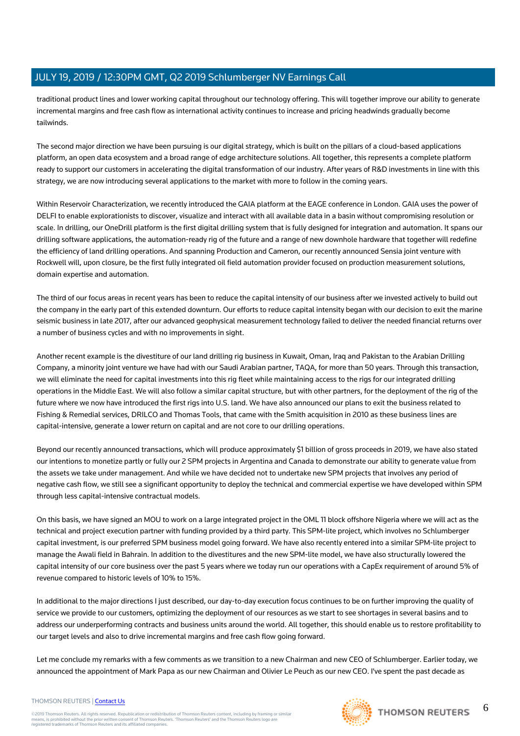traditional product lines and lower working capital throughout our technology offering. This will together improve our ability to generate incremental margins and free cash flow as international activity continues to increase and pricing headwinds gradually become tailwinds.

The second major direction we have been pursuing is our digital strategy, which is built on the pillars of a cloud-based applications platform, an open data ecosystem and a broad range of edge architecture solutions. All together, this represents a complete platform ready to support our customers in accelerating the digital transformation of our industry. After years of R&D investments in line with this strategy, we are now introducing several applications to the market with more to follow in the coming years.

Within Reservoir Characterization, we recently introduced the GAIA platform at the EAGE conference in London. GAIA uses the power of DELFI to enable explorationists to discover, visualize and interact with all available data in a basin without compromising resolution or scale. In drilling, our OneDrill platform is the first digital drilling system that is fully designed for integration and automation. It spans our drilling software applications, the automation-ready rig of the future and a range of new downhole hardware that together will redefine the efficiency of land drilling operations. And spanning Production and Cameron, our recently announced Sensia joint venture with Rockwell will, upon closure, be the first fully integrated oil field automation provider focused on production measurement solutions, domain expertise and automation.

The third of our focus areas in recent years has been to reduce the capital intensity of our business after we invested actively to build out the company in the early part of this extended downturn. Our efforts to reduce capital intensity began with our decision to exit the marine seismic business in late 2017, after our advanced geophysical measurement technology failed to deliver the needed financial returns over a number of business cycles and with no improvements in sight.

Another recent example is the divestiture of our land drilling rig business in Kuwait, Oman, Iraq and Pakistan to the Arabian Drilling Company, a minority joint venture we have had with our Saudi Arabian partner, TAQA, for more than 50 years. Through this transaction, we will eliminate the need for capital investments into this rig fleet while maintaining access to the rigs for our integrated drilling operations in the Middle East. We will also follow a similar capital structure, but with other partners, for the deployment of the rig of the future where we now have introduced the first rigs into U.S. land. We have also announced our plans to exit the business related to Fishing & Remedial services, DRILCO and Thomas Tools, that came with the Smith acquisition in 2010 as these business lines are capital-intensive, generate a lower return on capital and are not core to our drilling operations.

Beyond our recently announced transactions, which will produce approximately $1 billion of gross proceeds in 2019, we have also stated our intentions to monetize partly or fully our 2 SPM projects in Argentina and Canada to demonstrate our ability to generate value from the assets we take under management. And while we have decided not to undertake new SPM projects that involves any period of negative cash flow, we still see a significant opportunity to deploy the technical and commercial expertise we have developed within SPM through less capital-intensive contractual models.

On this basis, we have signed an MOU to work on a large integrated project in the OML 11 block offshore Nigeria where we will act as the technical and project execution partner with funding provided by a third party. This SPM-lite project, which involves no Schlumberger capital investment, is our preferred SPM business model going forward. We have also recently entered into a similar SPM-lite project to manage the Awali field in Bahrain. In addition to the divestitures and the new SPM-lite model, we have also structurally lowered the capital intensity of our core business over the past 5 years where we today run our operations with a CapEx requirement of around 5% of revenue compared to historic levels of 10% to 15%.

In additional to the major directions I just described, our day-to-day execution focus continues to be on further improving the quality of service we provide to our customers, optimizing the deployment of our resources as we start to see shortages in several basins and to address our underperforming contracts and business units around the world. All together, this should enable us to restore profitability to our target levels and also to drive incremental margins and free cash flow going forward.

Let me conclude my remarks with a few comments as we transition to a new Chairman and new CEO of Schlumberger. Earlier today, we announced the appointment of Mark Papa as our new Chairman and Olivier Le Peuch as our new CEO. I've spent the past decade as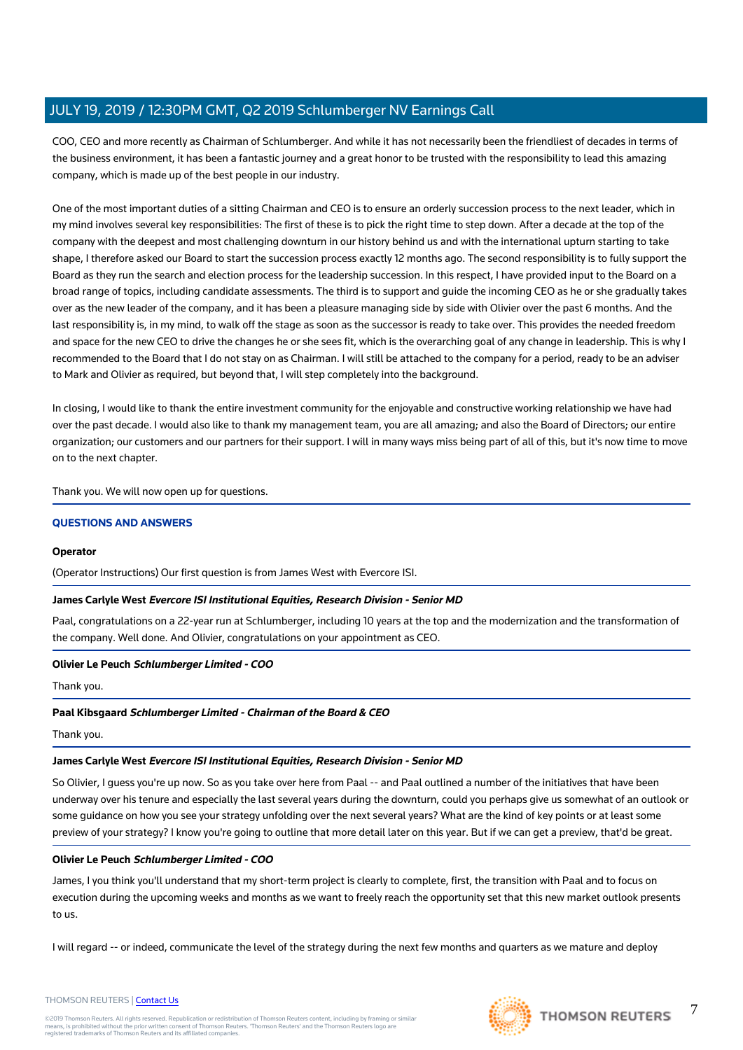COO, CEO and more recently as Chairman of Schlumberger. And while it has not necessarily been the friendliest of decades in terms of the business environment, it has been a fantastic journey and a great honor to be trusted with the responsibility to lead this amazing company, which is made up of the best people in our industry.

One of the most important duties of a sitting Chairman and CEO is to ensure an orderly succession process to the next leader, which in my mind involves several key responsibilities: The first of these is to pick the right time to step down. After a decade at the top of the company with the deepest and most challenging downturn in our history behind us and with the international upturn starting to take shape, I therefore asked our Board to start the succession process exactly 12 months ago. The second responsibility is to fully support the Board as they run the search and election process for the leadership succession. In this respect, I have provided input to the Board on a broad range of topics, including candidate assessments. The third is to support and guide the incoming CEO as he or she gradually takes over as the new leader of the company, and it has been a pleasure managing side by side with Olivier over the past 6 months. And the last responsibility is, in my mind, to walk off the stage as soon as the successor is ready to take over. This provides the needed freedom and space for the new CEO to drive the changes he or she sees fit, which is the overarching goal of any change in leadership. This is why I recommended to the Board that I do not stay on as Chairman. I will still be attached to the company for a period, ready to be an adviser to Mark and Olivier as required, but beyond that, I will step completely into the background.

In closing, I would like to thank the entire investment community for the enjoyable and constructive working relationship we have had over the past decade. I would also like to thank my management team, you are all amazing; and also the Board of Directors; our entire organization; our customers and our partners for their support. I will in many ways miss being part of all of this, but it's now time to move on to the next chapter.

Thank you. We will now open up for questions.

## QUESTIONS AND ANSWERS

**Operator**

(Operator Instructions) Our first question is from James West with Evercore ISI.

**James Carlyle West** ***Evercore ISI Institutional Equities, Research Division - Senior MD***

Paal, congratulations on a 22-year run at Schlumberger, including 10 years at the top and the modernization and the transformation of the company. Well done. And Olivier, congratulations on your appointment as CEO.

**Olivier Le Peuch** ***Schlumberger Limited - COO***

Thank you.

**Paal Kibsgaard** ***Schlumberger Limited - Chairman of the Board & CEO***

Thank you.

**James Carlyle West** ***Evercore ISI Institutional Equities, Research Division - Senior MD***

So Olivier, I guess you're up now. So as you take over here from Paal -- and Paal outlined a number of the initiatives that have been underway over his tenure and especially the last several years during the downturn, could you perhaps give us somewhat of an outlook or some guidance on how you see your strategy unfolding over the next several years? What are the kind of key points or at least some preview of your strategy? I know you're going to outline that more detail later on this year. But if we can get a preview, that'd be great.

**Olivier Le Peuch** ***Schlumberger Limited - COO***

James, I you think you'll understand that my short-term project is clearly to complete, first, the transition with Paal and to focus on execution during the upcoming weeks and months as we want to freely reach the opportunity set that this new market outlook presents to us.

I will regard -- or indeed, communicate the level of the strategy during the next few months and quarters as we mature and deploy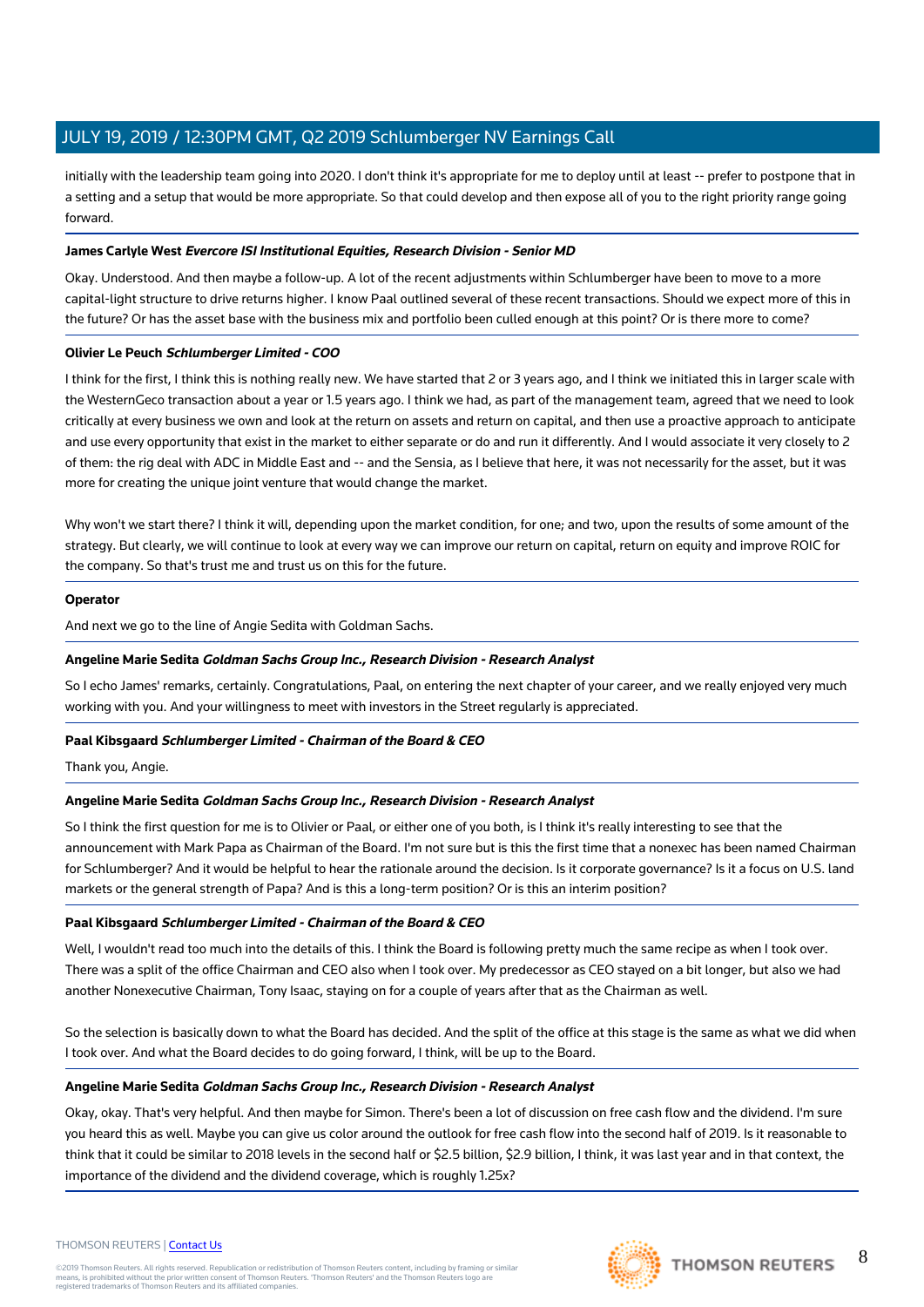initially with the leadership team going into 2020. I don't think it's appropriate for me to deploy until at least -- prefer to postpone that in a setting and a setup that would be more appropriate. So that could develop and then expose all of you to the right priority range going forward.

**James Carlyle West** ***Evercore ISI Institutional Equities, Research Division - Senior MD***

Okay. Understood. And then maybe a follow-up. A lot of the recent adjustments within Schlumberger have been to move to a more capital-light structure to drive returns higher. I know Paal outlined several of these recent transactions. Should we expect more of this in the future? Or has the asset base with the business mix and portfolio been culled enough at this point? Or is there more to come?

**Olivier Le Peuch** ***Schlumberger Limited - COO***

I think for the first, I think this is nothing really new. We have started that 2 or 3 years ago, and I think we initiated this in larger scale with the WesternGeco transaction about a year or 1.5 years ago. I think we had, as part of the management team, agreed that we need to look critically at every business we own and look at the return on assets and return on capital, and then use a proactive approach to anticipate and use every opportunity that exist in the market to either separate or do and run it differently. And I would associate it very closely to 2 of them: the rig deal with ADC in Middle East and -- and the Sensia, as I believe that here, it was not necessarily for the asset, but it was more for creating the unique joint venture that would change the market.

Why won't we start there? I think it will, depending upon the market condition, for one; and two, upon the results of some amount of the strategy. But clearly, we will continue to look at every way we can improve our return on capital, return on equity and improve ROIC for the company. So that's trust me and trust us on this for the future.

**Operator**

And next we go to the line of Angie Sedita with Goldman Sachs.

**Angeline Marie Sedita** ***Goldman Sachs Group Inc., Research Division - Research Analyst***

So I echo James' remarks, certainly. Congratulations, Paal, on entering the next chapter of your career, and we really enjoyed very much working with you. And your willingness to meet with investors in the Street regularly is appreciated.

**Paal Kibsgaard** ***Schlumberger Limited - Chairman of the Board & CEO***

Thank you, Angie.

**Angeline Marie Sedita** ***Goldman Sachs Group Inc., Research Division - Research Analyst***

So I think the first question for me is to Olivier or Paal, or either one of you both, is I think it's really interesting to see that the announcement with Mark Papa as Chairman of the Board. I'm not sure but is this the first time that a nonexec has been named Chairman for Schlumberger? And it would be helpful to hear the rationale around the decision. Is it corporate governance? Is it a focus on U.S. land markets or the general strength of Papa? And is this a long-term position? Or is this an interim position?

**Paal Kibsgaard** ***Schlumberger Limited - Chairman of the Board & CEO***

Well, I wouldn't read too much into the details of this. I think the Board is following pretty much the same recipe as when I took over. There was a split of the office Chairman and CEO also when I took over. My predecessor as CEO stayed on a bit longer, but also we had another Nonexecutive Chairman, Tony Isaac, staying on for a couple of years after that as the Chairman as well.

So the selection is basically down to what the Board has decided. And the split of the office at this stage is the same as what we did when I took over. And what the Board decides to do going forward, I think, will be up to the Board.

**Angeline Marie Sedita** ***Goldman Sachs Group Inc., Research Division - Research Analyst***

Okay, okay. That's very helpful. And then maybe for Simon. There's been a lot of discussion on free cash flow and the dividend. I'm sure you heard this as well. Maybe you can give us color around the outlook for free cash flow into the second half of 2019. Is it reasonable to think that it could be similar to 2018 levels in the second half or $2.5 billion, $2.9 billion, I think, it was last year and in that context, the importance of the dividend and the dividend coverage, which is roughly 1.25x?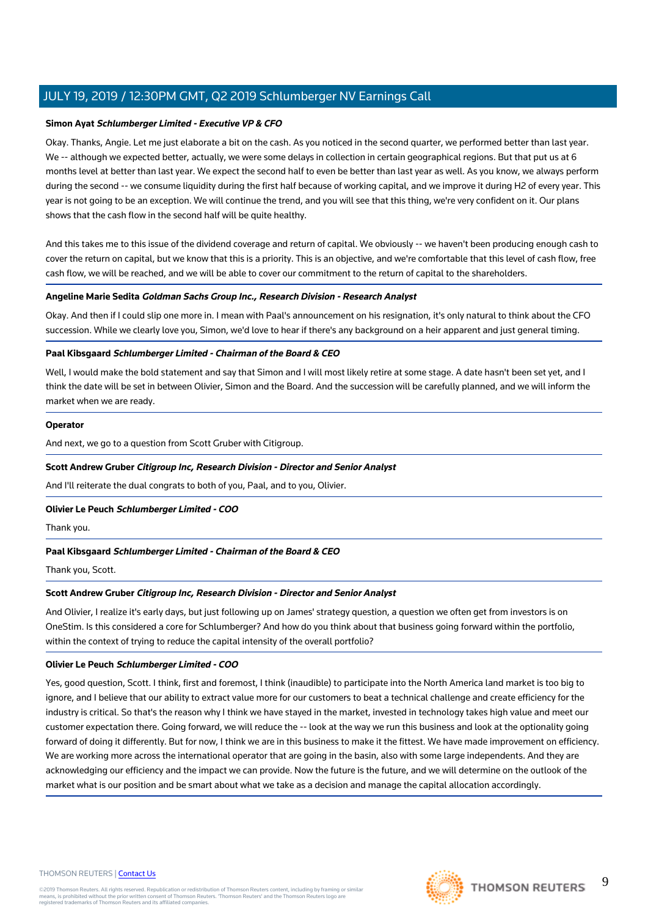**Simon Ayat** ***Schlumberger Limited - Executive VP & CFO***

Okay. Thanks, Angie. Let me just elaborate a bit on the cash. As you noticed in the second quarter, we performed better than last year. We -- although we expected better, actually, we were some delays in collection in certain geographical regions. But that put us at 6 months level at better than last year. We expect the second half to even be better than last year as well. As you know, we always perform during the second -- we consume liquidity during the first half because of working capital, and we improve it during H2 of every year. This year is not going to be an exception. We will continue the trend, and you will see that this thing, we're very confident on it. Our plans shows that the cash flow in the second half will be quite healthy.

And this takes me to this issue of the dividend coverage and return of capital. We obviously -- we haven't been producing enough cash to cover the return on capital, but we know that this is a priority. This is an objective, and we're comfortable that this level of cash flow, free cash flow, we will be reached, and we will be able to cover our commitment to the return of capital to the shareholders.

**Angeline Marie Sedita** ***Goldman Sachs Group Inc., Research Division - Research Analyst***

Okay. And then if I could slip one more in. I mean with Paal's announcement on his resignation, it's only natural to think about the CFO succession. While we clearly love you, Simon, we'd love to hear if there's any background on a heir apparent and just general timing.

**Paal Kibsgaard** ***Schlumberger Limited - Chairman of the Board & CEO***

Well, I would make the bold statement and say that Simon and I will most likely retire at some stage. A date hasn't been set yet, and I think the date will be set in between Olivier, Simon and the Board. And the succession will be carefully planned, and we will inform the market when we are ready.

**Operator**

And next, we go to a question from Scott Gruber with Citigroup.

**Scott Andrew Gruber** ***Citigroup Inc, Research Division - Director and Senior Analyst***

And I'll reiterate the dual congrats to both of you, Paal, and to you, Olivier.

**Olivier Le Peuch** ***Schlumberger Limited - COO***

Thank you.

**Paal Kibsgaard** ***Schlumberger Limited - Chairman of the Board & CEO***

Thank you, Scott.

**Scott Andrew Gruber** ***Citigroup Inc, Research Division - Director and Senior Analyst***

And Olivier, I realize it's early days, but just following up on James' strategy question, a question we often get from investors is on OneStim. Is this considered a core for Schlumberger? And how do you think about that business going forward within the portfolio, within the context of trying to reduce the capital intensity of the overall portfolio?

**Olivier Le Peuch** ***Schlumberger Limited - COO***

Yes, good question, Scott. I think, first and foremost, I think (inaudible) to participate into the North America land market is too big to ignore, and I believe that our ability to extract value more for our customers to beat a technical challenge and create efficiency for the industry is critical. So that's the reason why I think we have stayed in the market, invested in technology takes high value and meet our customer expectation there. Going forward, we will reduce the -- look at the way we run this business and look at the optionality going forward of doing it differently. But for now, I think we are in this business to make it the fittest. We have made improvement on efficiency. We are working more across the international operator that are going in the basin, also with some large independents. And they are acknowledging our efficiency and the impact we can provide. Now the future is the future, and we will determine on the outlook of the market what is our position and be smart about what we take as a decision and manage the capital allocation accordingly.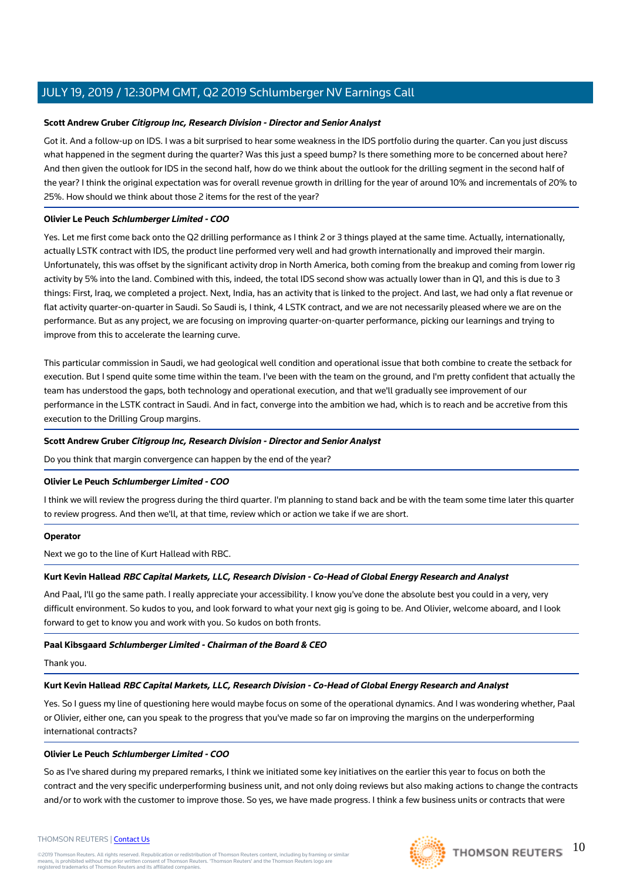**Scott Andrew Gruber** ***Citigroup Inc, Research Division - Director and Senior Analyst***

Got it. And a follow-up on IDS. I was a bit surprised to hear some weakness in the IDS portfolio during the quarter. Can you just discuss what happened in the segment during the quarter? Was this just a speed bump? Is there something more to be concerned about here? And then given the outlook for IDS in the second half, how do we think about the outlook for the drilling segment in the second half of the year? I think the original expectation was for overall revenue growth in drilling for the year of around 10% and incrementals of 20% to 25%. How should we think about those 2 items for the rest of the year?

**Olivier Le Peuch** ***Schlumberger Limited - COO***

Yes. Let me first come back onto the Q2 drilling performance as I think 2 or 3 things played at the same time. Actually, internationally, actually LSTK contract with IDS, the product line performed very well and had growth internationally and improved their margin. Unfortunately, this was offset by the significant activity drop in North America, both coming from the breakup and coming from lower rig activity by 5% into the land. Combined with this, indeed, the total IDS second show was actually lower than in Q1, and this is due to 3 things: First, Iraq, we completed a project. Next, India, has an activity that is linked to the project. And last, we had only a flat revenue or flat activity quarter-on-quarter in Saudi. So Saudi is, I think, 4 LSTK contract, and we are not necessarily pleased where we are on the performance. But as any project, we are focusing on improving quarter-on-quarter performance, picking our learnings and trying to improve from this to accelerate the learning curve.

This particular commission in Saudi, we had geological well condition and operational issue that both combine to create the setback for execution. But I spend quite some time within the team. I've been with the team on the ground, and I'm pretty confident that actually the team has understood the gaps, both technology and operational execution, and that we'll gradually see improvement of our performance in the LSTK contract in Saudi. And in fact, converge into the ambition we had, which is to reach and be accretive from this execution to the Drilling Group margins.

**Scott Andrew Gruber** ***Citigroup Inc, Research Division - Director and Senior Analyst***

Do you think that margin convergence can happen by the end of the year?

**Olivier Le Peuch** ***Schlumberger Limited - COO***

I think we will review the progress during the third quarter. I'm planning to stand back and be with the team some time later this quarter to review progress. And then we'll, at that time, review which or action we take if we are short.

**Operator**

Next we go to the line of Kurt Hallead with RBC.

**Kurt Kevin Hallead** ***RBC Capital Markets, LLC, Research Division - Co-Head of Global Energy Research and Analyst***

And Paal, I'll go the same path. I really appreciate your accessibility. I know you've done the absolute best you could in a very, very difficult environment. So kudos to you, and look forward to what your next gig is going to be. And Olivier, welcome aboard, and I look forward to get to know you and work with you. So kudos on both fronts.

**Paal Kibsgaard** ***Schlumberger Limited - Chairman of the Board & CEO***

Thank you.

**Kurt Kevin Hallead** ***RBC Capital Markets, LLC, Research Division - Co-Head of Global Energy Research and Analyst***

Yes. So I guess my line of questioning here would maybe focus on some of the operational dynamics. And I was wondering whether, Paal or Olivier, either one, can you speak to the progress that you've made so far on improving the margins on the underperforming international contracts?

**Olivier Le Peuch** ***Schlumberger Limited - COO***

So as I've shared during my prepared remarks, I think we initiated some key initiatives on the earlier this year to focus on both the contract and the very specific underperforming business unit, and not only doing reviews but also making actions to change the contracts and/or to work with the customer to improve those. So yes, we have made progress. I think a few business units or contracts that were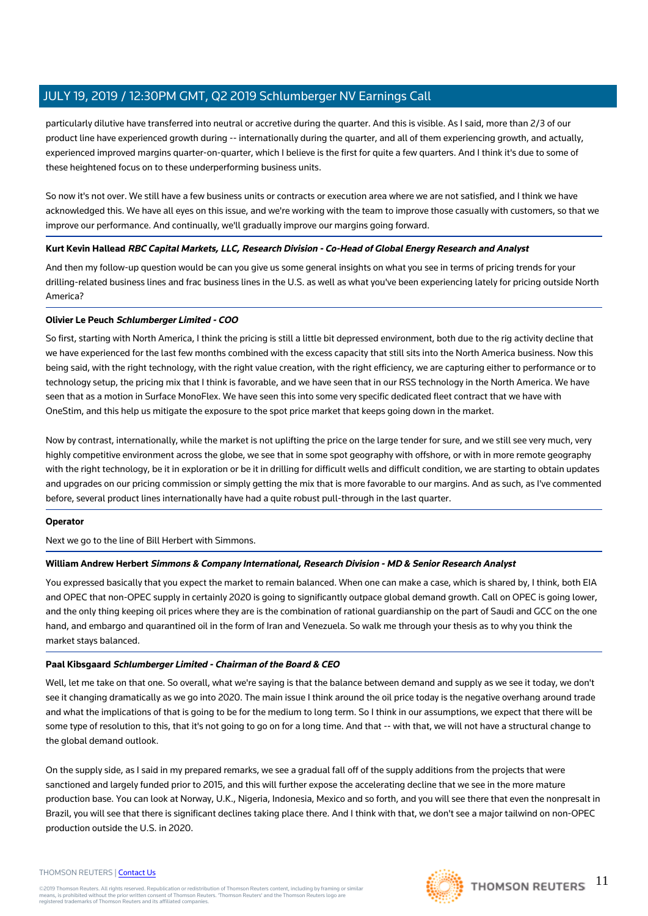particularly dilutive have transferred into neutral or accretive during the quarter. And this is visible. As I said, more than 2/3 of our product line have experienced growth during -- internationally during the quarter, and all of them experiencing growth, and actually, experienced improved margins quarter-on-quarter, which I believe is the first for quite a few quarters. And I think it's due to some of these heightened focus on to these underperforming business units.

So now it's not over. We still have a few business units or contracts or execution area where we are not satisfied, and I think we have acknowledged this. We have all eyes on this issue, and we're working with the team to improve those casually with customers, so that we improve our performance. And continually, we'll gradually improve our margins going forward.

**Kurt Kevin Hallead** ***RBC Capital Markets, LLC, Research Division - Co-Head of Global Energy Research and Analyst***

And then my follow-up question would be can you give us some general insights on what you see in terms of pricing trends for your drilling-related business lines and frac business lines in the U.S. as well as what you've been experiencing lately for pricing outside North America?

**Olivier Le Peuch** ***Schlumberger Limited - COO***

So first, starting with North America, I think the pricing is still a little bit depressed environment, both due to the rig activity decline that we have experienced for the last few months combined with the excess capacity that still sits into the North America business. Now this being said, with the right technology, with the right value creation, with the right efficiency, we are capturing either to performance or to technology setup, the pricing mix that I think is favorable, and we have seen that in our RSS technology in the North America. We have seen that as a motion in Surface MonoFlex. We have seen this into some very specific dedicated fleet contract that we have with OneStim, and this help us mitigate the exposure to the spot price market that keeps going down in the market.

Now by contrast, internationally, while the market is not uplifting the price on the large tender for sure, and we still see very much, very highly competitive environment across the globe, we see that in some spot geography with offshore, or with in more remote geography with the right technology, be it in exploration or be it in drilling for difficult wells and difficult condition, we are starting to obtain updates and upgrades on our pricing commission or simply getting the mix that is more favorable to our margins. And as such, as I've commented before, several product lines internationally have had a quite robust pull-through in the last quarter.

**Operator**

Next we go to the line of Bill Herbert with Simmons.

**William Andrew Herbert** ***Simmons & Company International, Research Division - MD & Senior Research Analyst***

You expressed basically that you expect the market to remain balanced. When one can make a case, which is shared by, I think, both EIA and OPEC that non-OPEC supply in certainly 2020 is going to significantly outpace global demand growth. Call on OPEC is going lower, and the only thing keeping oil prices where they are is the combination of rational guardianship on the part of Saudi and GCC on the one hand, and embargo and quarantined oil in the form of Iran and Venezuela. So walk me through your thesis as to why you think the market stays balanced.

**Paal Kibsgaard** ***Schlumberger Limited - Chairman of the Board & CEO***

Well, let me take on that one. So overall, what we're saying is that the balance between demand and supply as we see it today, we don't see it changing dramatically as we go into 2020. The main issue I think around the oil price today is the negative overhang around trade and what the implications of that is going to be for the medium to long term. So I think in our assumptions, we expect that there will be some type of resolution to this, that it's not going to go on for a long time. And that -- with that, we will not have a structural change to the global demand outlook.

On the supply side, as I said in my prepared remarks, we see a gradual fall off of the supply additions from the projects that were sanctioned and largely funded prior to 2015, and this will further expose the accelerating decline that we see in the more mature production base. You can look at Norway, U.K., Nigeria, Indonesia, Mexico and so forth, and you will see there that even the nonpresalt in Brazil, you will see that there is significant declines taking place there. And I think with that, we don't see a major tailwind on non-OPEC production outside the U.S. in 2020.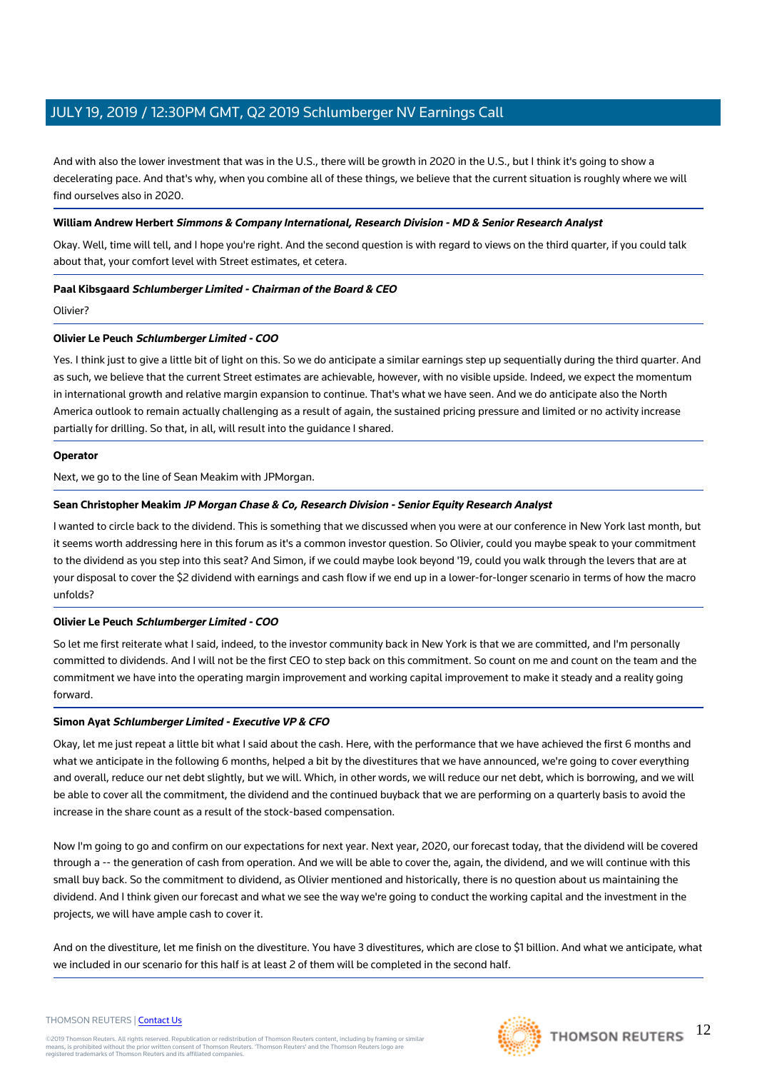And with also the lower investment that was in the U.S., there will be growth in 2020 in the U.S., but I think it's going to show a decelerating pace. And that's why, when you combine all of these things, we believe that the current situation is roughly where we will find ourselves also in 2020.

**William Andrew Herbert** ***Simmons & Company International, Research Division - MD & Senior Research Analyst***

Okay. Well, time will tell, and I hope you're right. And the second question is with regard to views on the third quarter, if you could talk about that, your comfort level with Street estimates, et cetera.

**Paal Kibsgaard** ***Schlumberger Limited - Chairman of the Board & CEO***

Olivier?

**Olivier Le Peuch** ***Schlumberger Limited - COO***

Yes. I think just to give a little bit of light on this. So we do anticipate a similar earnings step up sequentially during the third quarter. And as such, we believe that the current Street estimates are achievable, however, with no visible upside. Indeed, we expect the momentum in international growth and relative margin expansion to continue. That's what we have seen. And we do anticipate also the North America outlook to remain actually challenging as a result of again, the sustained pricing pressure and limited or no activity increase partially for drilling. So that, in all, will result into the guidance I shared.

**Operator**

Next, we go to the line of Sean Meakim with JPMorgan.

**Sean Christopher Meakim** ***JP Morgan Chase & Co, Research Division - Senior Equity Research Analyst***

I wanted to circle back to the dividend. This is something that we discussed when you were at our conference in New York last month, but it seems worth addressing here in this forum as it's a common investor question. So Olivier, could you maybe speak to your commitment to the dividend as you step into this seat? And Simon, if we could maybe look beyond '19, could you walk through the levers that are at your disposal to cover the $2 dividend with earnings and cash flow if we end up in a lower-for-longer scenario in terms of how the macro unfolds?

**Olivier Le Peuch** ***Schlumberger Limited - COO***

So let me first reiterate what I said, indeed, to the investor community back in New York is that we are committed, and I'm personally committed to dividends. And I will not be the first CEO to step back on this commitment. So count on me and count on the team and the commitment we have into the operating margin improvement and working capital improvement to make it steady and a reality going forward.

**Simon Ayat** ***Schlumberger Limited - Executive VP & CFO***

Okay, let me just repeat a little bit what I said about the cash. Here, with the performance that we have achieved the first 6 months and what we anticipate in the following 6 months, helped a bit by the divestitures that we have announced, we're going to cover everything and overall, reduce our net debt slightly, but we will. Which, in other words, we will reduce our net debt, which is borrowing, and we will be able to cover all the commitment, the dividend and the continued buyback that we are performing on a quarterly basis to avoid the increase in the share count as a result of the stock-based compensation.

Now I'm going to go and confirm on our expectations for next year. Next year, 2020, our forecast today, that the dividend will be covered through a -- the generation of cash from operation. And we will be able to cover the, again, the dividend, and we will continue with this small buy back. So the commitment to dividend, as Olivier mentioned and historically, there is no question about us maintaining the dividend. And I think given our forecast and what we see the way we're going to conduct the working capital and the investment in the projects, we will have ample cash to cover it.

And on the divestiture, let me finish on the divestiture. You have 3 divestitures, which are close to $1 billion. And what we anticipate, what we included in our scenario for this half is at least 2 of them will be completed in the second half.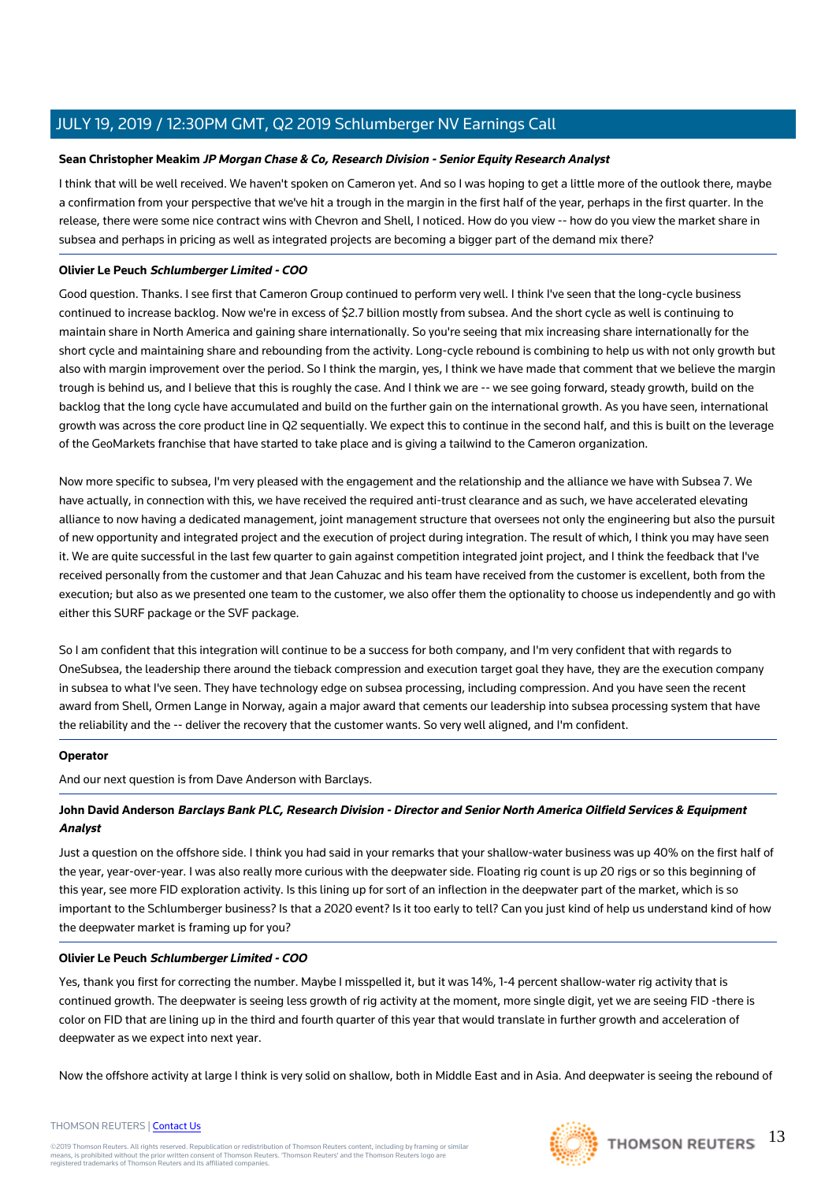**Sean Christopher Meakim** ***JP Morgan Chase & Co, Research Division - Senior Equity Research Analyst***

I think that will be well received. We haven't spoken on Cameron yet. And so I was hoping to get a little more of the outlook there, maybe a confirmation from your perspective that we've hit a trough in the margin in the first half of the year, perhaps in the first quarter. In the release, there were some nice contract wins with Chevron and Shell, I noticed. How do you view -- how do you view the market share in subsea and perhaps in pricing as well as integrated projects are becoming a bigger part of the demand mix there?

**Olivier Le Peuch** ***Schlumberger Limited - COO***

Good question. Thanks. I see first that Cameron Group continued to perform very well. I think I've seen that the long-cycle business continued to increase backlog. Now we're in excess of $2.7 billion mostly from subsea. And the short cycle as well is continuing to maintain share in North America and gaining share internationally. So you're seeing that mix increasing share internationally for the short cycle and maintaining share and rebounding from the activity. Long-cycle rebound is combining to help us with not only growth but also with margin improvement over the period. So I think the margin, yes, I think we have made that comment that we believe the margin trough is behind us, and I believe that this is roughly the case. And I think we are -- we see going forward, steady growth, build on the backlog that the long cycle have accumulated and build on the further gain on the international growth. As you have seen, international growth was across the core product line in Q2 sequentially. We expect this to continue in the second half, and this is built on the leverage of the GeoMarkets franchise that have started to take place and is giving a tailwind to the Cameron organization.

Now more specific to subsea, I'm very pleased with the engagement and the relationship and the alliance we have with Subsea 7. We have actually, in connection with this, we have received the required anti-trust clearance and as such, we have accelerated elevating alliance to now having a dedicated management, joint management structure that oversees not only the engineering but also the pursuit of new opportunity and integrated project and the execution of project during integration. The result of which, I think you may have seen it. We are quite successful in the last few quarter to gain against competition integrated joint project, and I think the feedback that I've received personally from the customer and that Jean Cahuzac and his team have received from the customer is excellent, both from the execution; but also as we presented one team to the customer, we also offer them the optionality to choose us independently and go with either this SURF package or the SVF package.

So I am confident that this integration will continue to be a success for both company, and I'm very confident that with regards to OneSubsea, the leadership there around the tieback compression and execution target goal they have, they are the execution company in subsea to what I've seen. They have technology edge on subsea processing, including compression. And you have seen the recent award from Shell, Ormen Lange in Norway, again a major award that cements our leadership into subsea processing system that have the reliability and the -- deliver the recovery that the customer wants. So very well aligned, and I'm confident.

**Operator**

And our next question is from Dave Anderson with Barclays.

**John David Anderson** ***Barclays Bank PLC, Research Division - Director and Senior North America Oilfield Services & Equipment Analyst***

Just a question on the offshore side. I think you had said in your remarks that your shallow-water business was up 40% on the first half of the year, year-over-year. I was also really more curious with the deepwater side. Floating rig count is up 20 rigs or so this beginning of this year, see more FID exploration activity. Is this lining up for sort of an inflection in the deepwater part of the market, which is so important to the Schlumberger business? Is that a 2020 event? Is it too early to tell? Can you just kind of help us understand kind of how the deepwater market is framing up for you?

**Olivier Le Peuch** ***Schlumberger Limited - COO***

Yes, thank you first for correcting the number. Maybe I misspelled it, but it was 14%, 1-4 percent shallow-water rig activity that is continued growth. The deepwater is seeing less growth of rig activity at the moment, more single digit, yet we are seeing FID -there is color on FID that are lining up in the third and fourth quarter of this year that would translate in further growth and acceleration of deepwater as we expect into next year.

Now the offshore activity at large I think is very solid on shallow, both in Middle East and in Asia. And deepwater is seeing the rebound of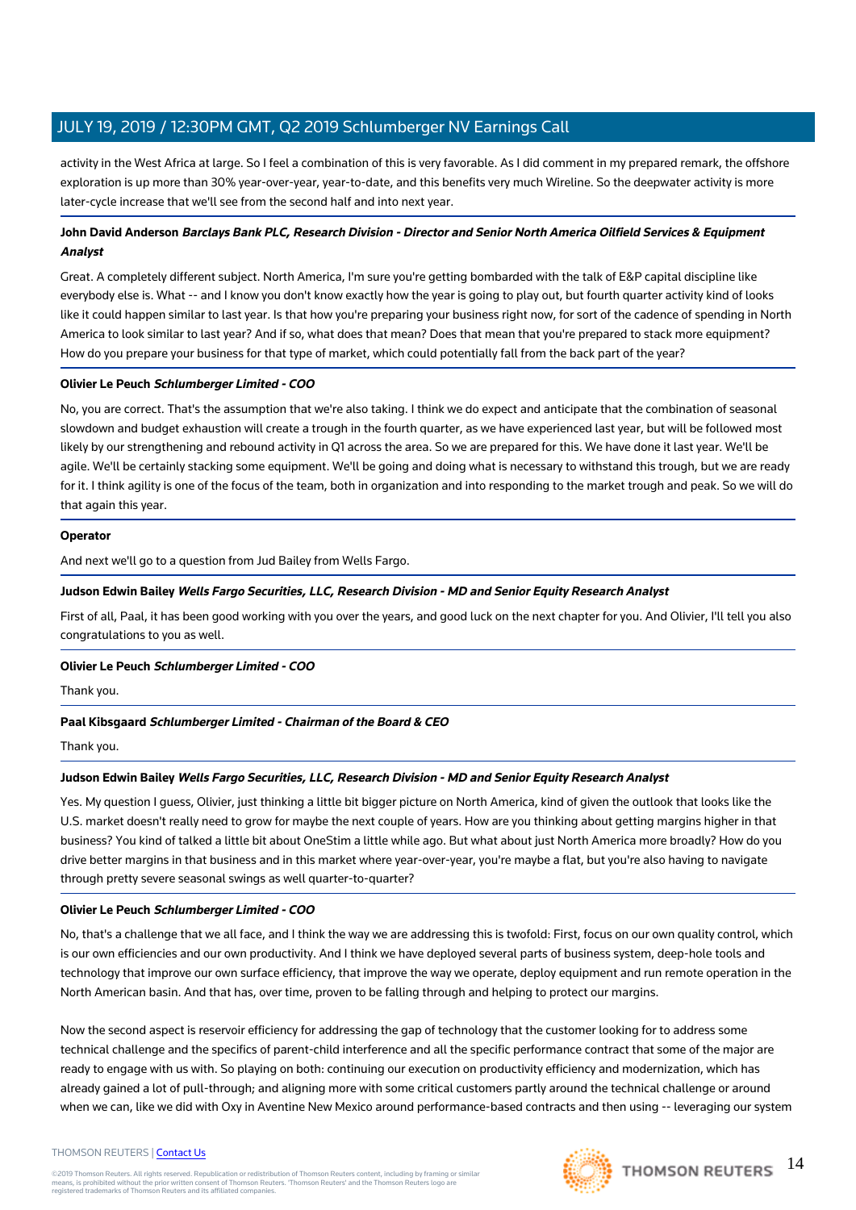activity in the West Africa at large. So I feel a combination of this is very favorable. As I did comment in my prepared remark, the offshore exploration is up more than 30% year-over-year, year-to-date, and this benefits very much Wireline. So the deepwater activity is more later-cycle increase that we'll see from the second half and into next year.

**John David Anderson** ***Barclays Bank PLC, Research Division - Director and Senior North America Oilfield Services & Equipment Analyst***

Great. A completely different subject. North America, I'm sure you're getting bombarded with the talk of E&P capital discipline like everybody else is. What -- and I know you don't know exactly how the year is going to play out, but fourth quarter activity kind of looks like it could happen similar to last year. Is that how you're preparing your business right now, for sort of the cadence of spending in North America to look similar to last year? And if so, what does that mean? Does that mean that you're prepared to stack more equipment? How do you prepare your business for that type of market, which could potentially fall from the back part of the year?

**Olivier Le Peuch** ***Schlumberger Limited - COO***

No, you are correct. That's the assumption that we're also taking. I think we do expect and anticipate that the combination of seasonal slowdown and budget exhaustion will create a trough in the fourth quarter, as we have experienced last year, but will be followed most likely by our strengthening and rebound activity in Q1 across the area. So we are prepared for this. We have done it last year. We'll be agile. We'll be certainly stacking some equipment. We'll be going and doing what is necessary to withstand this trough, but we are ready for it. I think agility is one of the focus of the team, both in organization and into responding to the market trough and peak. So we will do that again this year.

**Operator**

And next we'll go to a question from Jud Bailey from Wells Fargo.

**Judson Edwin Bailey** ***Wells Fargo Securities, LLC, Research Division - MD and Senior Equity Research Analyst***

First of all, Paal, it has been good working with you over the years, and good luck on the next chapter for you. And Olivier, I'll tell you also congratulations to you as well.

**Olivier Le Peuch** ***Schlumberger Limited - COO***

Thank you.

**Paal Kibsgaard** ***Schlumberger Limited - Chairman of the Board & CEO***

Thank you.

**Judson Edwin Bailey** ***Wells Fargo Securities, LLC, Research Division - MD and Senior Equity Research Analyst***

Yes. My question I guess, Olivier, just thinking a little bit bigger picture on North America, kind of given the outlook that looks like the U.S. market doesn't really need to grow for maybe the next couple of years. How are you thinking about getting margins higher in that business? You kind of talked a little bit about OneStim a little while ago. But what about just North America more broadly? How do you drive better margins in that business and in this market where year-over-year, you're maybe a flat, but you're also having to navigate through pretty severe seasonal swings as well quarter-to-quarter?

**Olivier Le Peuch** ***Schlumberger Limited - COO***

No, that's a challenge that we all face, and I think the way we are addressing this is twofold: First, focus on our own quality control, which is our own efficiencies and our own productivity. And I think we have deployed several parts of business system, deep-hole tools and technology that improve our own surface efficiency, that improve the way we operate, deploy equipment and run remote operation in the North American basin. And that has, over time, proven to be falling through and helping to protect our margins.

Now the second aspect is reservoir efficiency for addressing the gap of technology that the customer looking for to address some technical challenge and the specifics of parent-child interference and all the specific performance contract that some of the major are ready to engage with us with. So playing on both: continuing our execution on productivity efficiency and modernization, which has already gained a lot of pull-through; and aligning more with some critical customers partly around the technical challenge or around when we can, like we did with Oxy in Aventine New Mexico around performance-based contracts and then using -- leveraging our system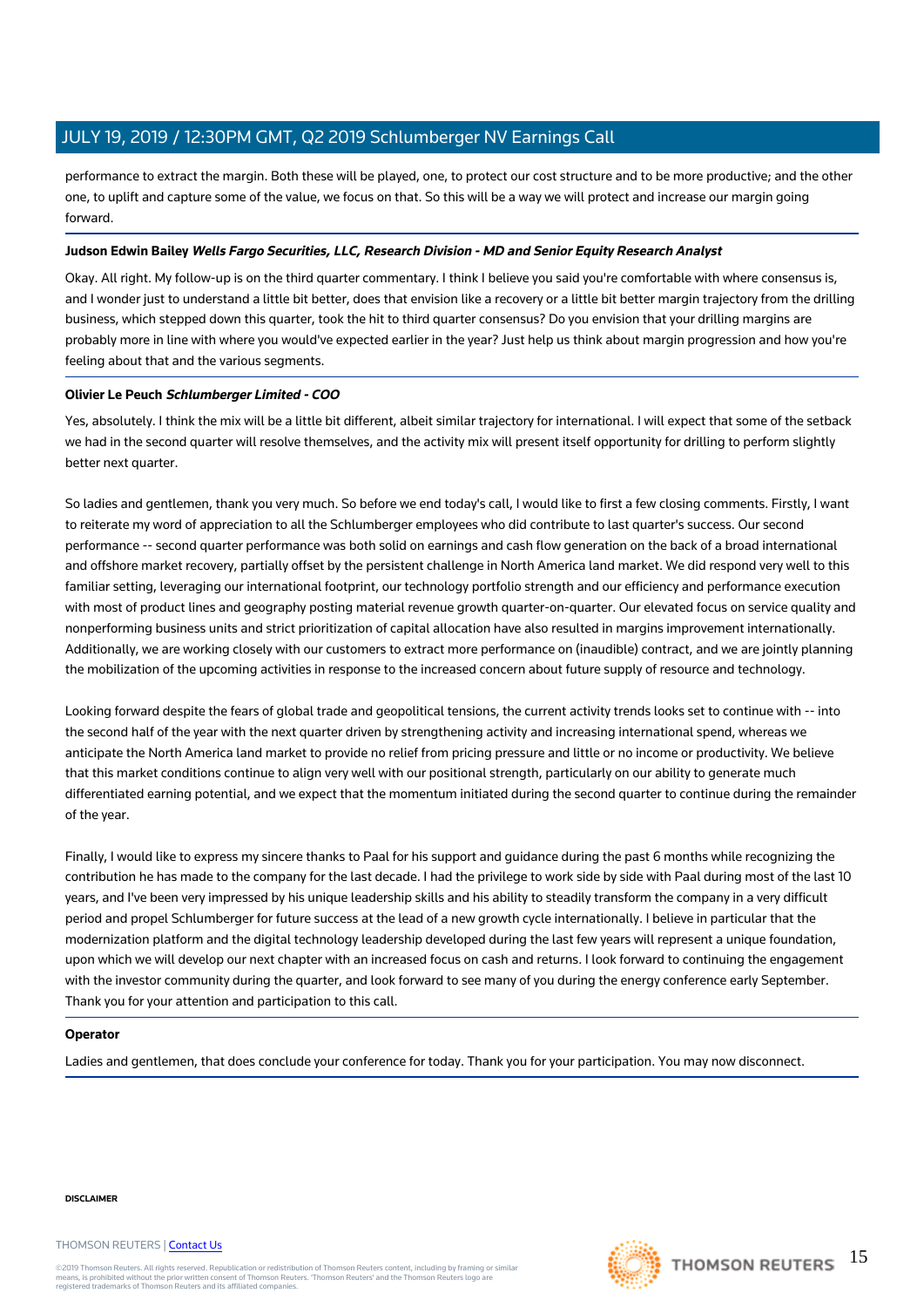performance to extract the margin. Both these will be played, one, to protect our cost structure and to be more productive; and the other one, to uplift and capture some of the value, we focus on that. So this will be a way we will protect and increase our margin going forward.

**Judson Edwin Bailey** ***Wells Fargo Securities, LLC, Research Division - MD and Senior Equity Research Analyst***

Okay. All right. My follow-up is on the third quarter commentary. I think I believe you said you're comfortable with where consensus is, and I wonder just to understand a little bit better, does that envision like a recovery or a little bit better margin trajectory from the drilling business, which stepped down this quarter, took the hit to third quarter consensus? Do you envision that your drilling margins are probably more in line with where you would've expected earlier in the year? Just help us think about margin progression and how you're feeling about that and the various segments.

**Olivier Le Peuch** ***Schlumberger Limited - COO***

Yes, absolutely. I think the mix will be a little bit different, albeit similar trajectory for international. I will expect that some of the setback we had in the second quarter will resolve themselves, and the activity mix will present itself opportunity for drilling to perform slightly better next quarter.

So ladies and gentlemen, thank you very much. So before we end today's call, I would like to first a few closing comments. Firstly, I want to reiterate my word of appreciation to all the Schlumberger employees who did contribute to last quarter's success. Our second performance -- second quarter performance was both solid on earnings and cash flow generation on the back of a broad international and offshore market recovery, partially offset by the persistent challenge in North America land market. We did respond very well to this familiar setting, leveraging our international footprint, our technology portfolio strength and our efficiency and performance execution with most of product lines and geography posting material revenue growth quarter-on-quarter. Our elevated focus on service quality and nonperforming business units and strict prioritization of capital allocation have also resulted in margins improvement internationally. Additionally, we are working closely with our customers to extract more performance on (inaudible) contract, and we are jointly planning the mobilization of the upcoming activities in response to the increased concern about future supply of resource and technology.

Looking forward despite the fears of global trade and geopolitical tensions, the current activity trends looks set to continue with -- into the second half of the year with the next quarter driven by strengthening activity and increasing international spend, whereas we anticipate the North America land market to provide no relief from pricing pressure and little or no income or productivity. We believe that this market conditions continue to align very well with our positional strength, particularly on our ability to generate much differentiated earning potential, and we expect that the momentum initiated during the second quarter to continue during the remainder of the year.

Finally, I would like to express my sincere thanks to Paal for his support and guidance during the past 6 months while recognizing the contribution he has made to the company for the last decade. I had the privilege to work side by side with Paal during most of the last 10 years, and I've been very impressed by his unique leadership skills and his ability to steadily transform the company in a very difficult period and propel Schlumberger for future success at the lead of a new growth cycle internationally. I believe in particular that the modernization platform and the digital technology leadership developed during the last few years will represent a unique foundation, upon which we will develop our next chapter with an increased focus on cash and returns. I look forward to continuing the engagement with the investor community during the quarter, and look forward to see many of you during the energy conference early September. Thank you for your attention and participation to this call.

**Operator**

Ladies and gentlemen, that does conclude your conference for today. Thank you for your participation. You may now disconnect.

**DISCLAIMER**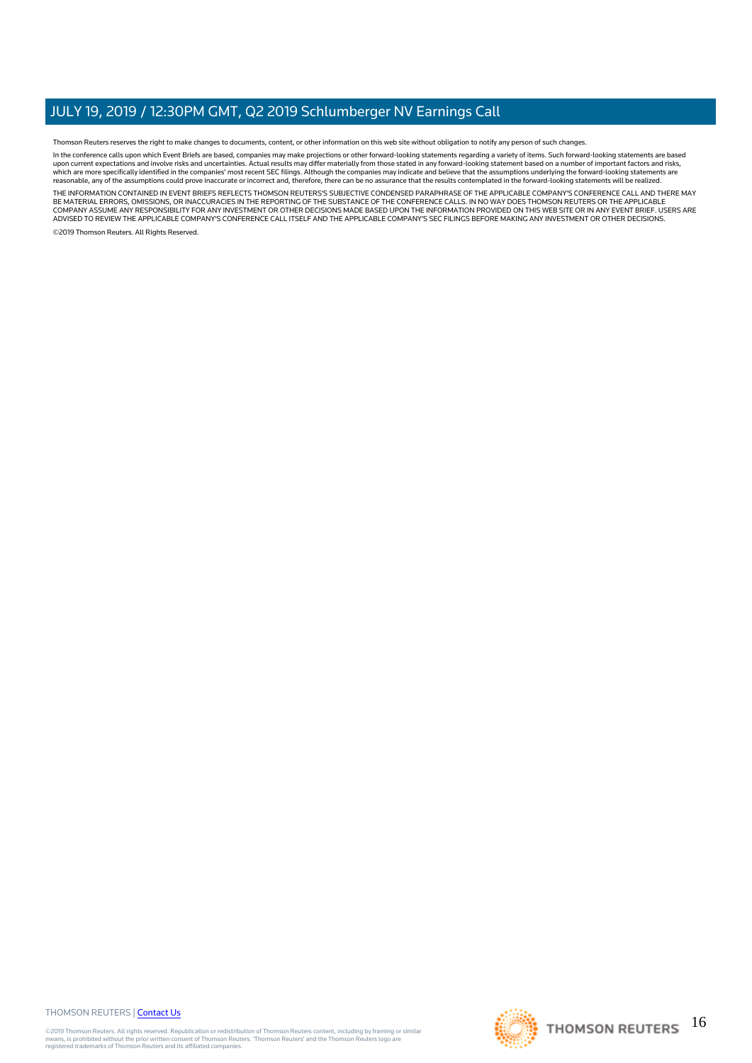Thomson Reuters reserves the right to make changes to documents, content, or other information on this web site without obligation to notify any person of such changes.

In the conference calls upon which Event Briefs are based, companies may make projections or other forward-looking statements regarding a variety of items. Such forward-looking statements are based upon current expectations and involve risks and uncertainties. Actual results may differ materially from those stated in any forward-looking statement based on a number of important factors and risks, which are more specifically identified in the companies' most recent SEC filings. Although the companies may indicate and believe that the assumptions underlying the forward-looking statements are reasonable, any of the assumptions could prove inaccurate or incorrect and, therefore, there can be no assurance that the results contemplated in the forward-looking statements will be realized.

THE INFORMATION CONTAINED IN EVENT BRIEFS REFLECTS THOMSON REUTERS'S SUBJECTIVE CONDENSED PARAPHRASE OF THE APPLICABLE COMPANY'S CONFERENCE CALL AND THERE MAY BE MATERIAL ERRORS, OMISSIONS, OR INACCURACIES IN THE REPORTING OF THE SUBSTANCE OF THE CONFERENCE CALLS. IN NO WAY DOES THOMSON REUTERS OR THE APPLICABLE COMPANY ASSUME ANY RESPONSIBILITY FOR ANY INVESTMENT OR OTHER DECISIONS MADE BASED UPON THE INFORMATION PROVIDED ON THIS WEB SITE OR IN ANY EVENT BRIEF. USERS ARE ADVISED TO REVIEW THE APPLICABLE COMPANY'S CONFERENCE CALL ITSELF AND THE APPLICABLE COMPANY'S SEC FILINGS BEFORE MAKING ANY INVESTMENT OR OTHER DECISIONS.

©2019 Thomson Reuters. All Rights Reserved.